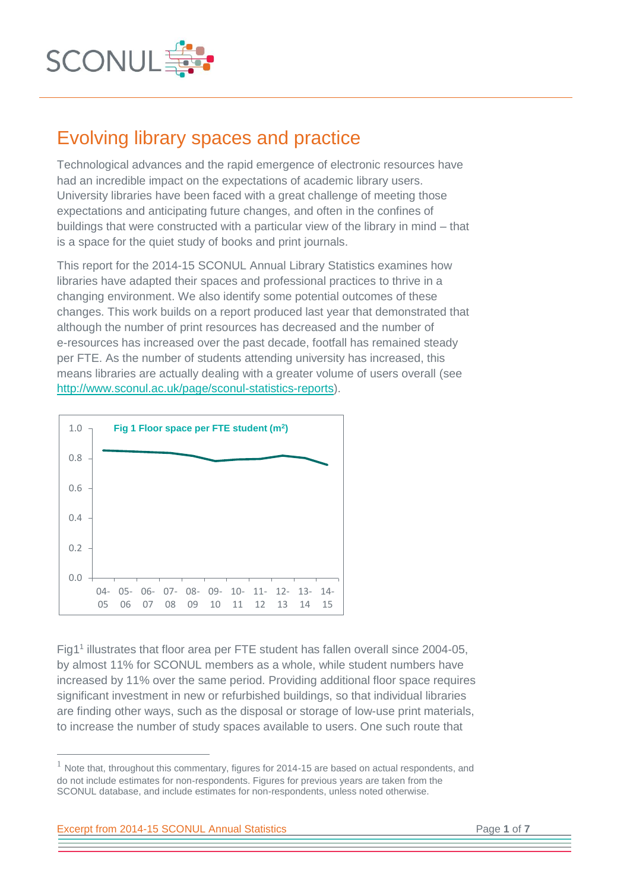# Evolving library spaces and practice

Technological advances and the rapid emergence of electronic resources have had an incredible impact on the expectations of academic library users. University libraries have been faced with a great challenge of meeting those expectations and anticipating future changes, and often in the confines of buildings that were constructed with a particular view of the library in mind – that is a space for the quiet study of books and print journals.

This report for the 2014-15 SCONUL Annual Library Statistics examines how libraries have adapted their spaces and professional practices to thrive in a changing environment. We also identify some potential outcomes of these changes. This work builds on a report produced last year that demonstrated that although the number of print resources has decreased and the number of e-resources has increased over the past decade, footfall has remained steady per FTE. As the number of students attending university has increased, this means libraries are actually dealing with a greater volume of users overall (see http://www.sconul.ac.uk/page/sconul-statistics-reports).

**Fig 1 Floor space per FTE student ($m^2$)**

Fig1[1] illustrates that floor area per FTE student has fallen overall since 2004-05, by almost 11% for SCONUL members as a whole, while student numbers have increased by 11% over the same period. Providing additional floor space requires significant investment in new or refurbished buildings, so that individual libraries are finding other ways, such as the disposal or storage of low-use print materials, to increase the number of study spaces available to users. One such route that

[1] Note that, throughout this commentary, figures for 2014-15 are based on actual respondents, and do not include estimates for non-respondents. Figures for previous years are taken from the SCONUL database, and include estimates for non-respondents, unless noted otherwise.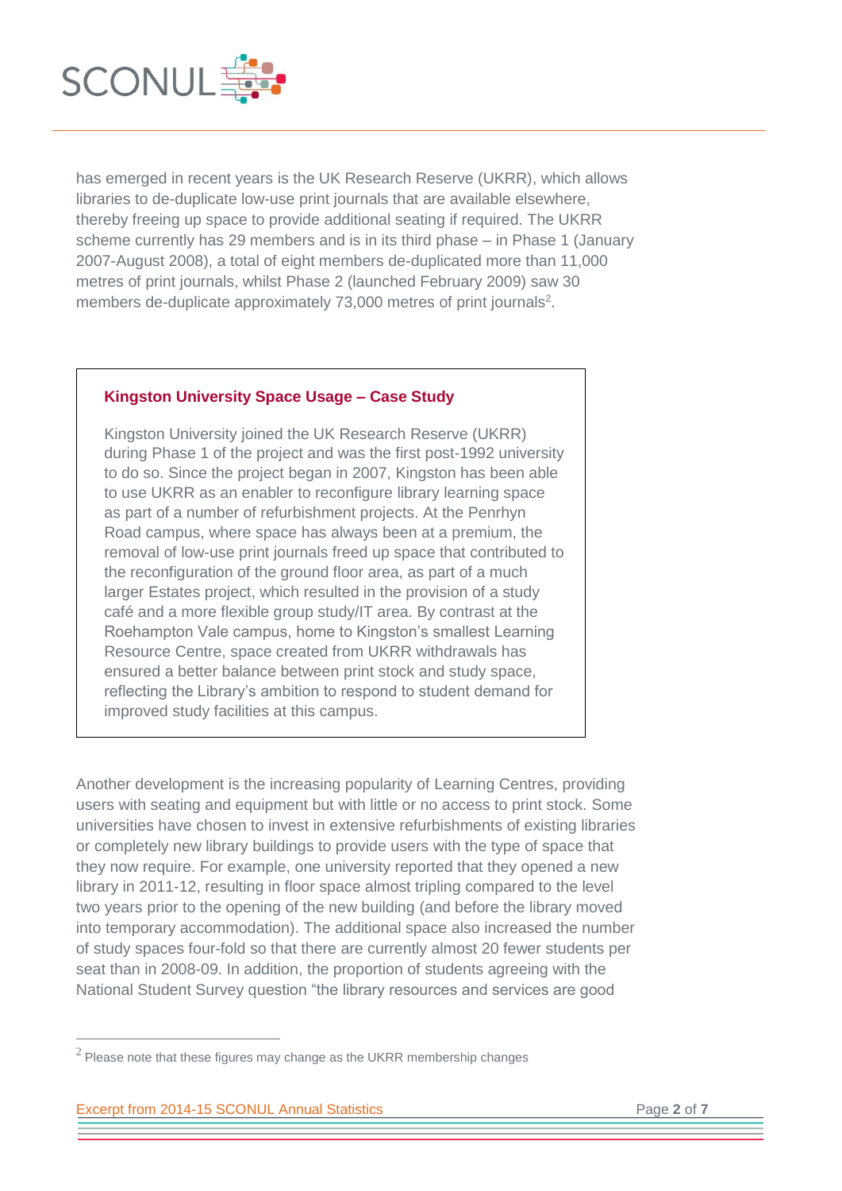has emerged in recent years is the UK Research Reserve (UKRR), which allows libraries to de-duplicate low-use print journals that are available elsewhere, thereby freeing up space to provide additional seating if required. The UKRR scheme currently has 29 members and is in its third phase – in Phase 1 (January 2007-August 2008), a total of eight members de-duplicated more than 11,000 metres of print journals, whilst Phase 2 (launched February 2009) saw 30 members de-duplicate approximately 73,000 metres of print journals[2].

> **Kingston University Space Usage – Case Study**
>
> Kingston University joined the UK Research Reserve (UKRR) during Phase 1 of the project and was the first post-1992 university to do so. Since the project began in 2007, Kingston has been able to use UKRR as an enabler to reconfigure library learning space as part of a number of refurbishment projects. At the Penrhyn Road campus, where space has always been at a premium, the removal of low-use print journals freed up space that contributed to the reconfiguration of the ground floor area, as part of a much larger Estates project, which resulted in the provision of a study café and a more flexible group study/IT area. By contrast at the Roehampton Vale campus, home to Kingston's smallest Learning Resource Centre, space created from UKRR withdrawals has ensured a better balance between print stock and study space, reflecting the Library's ambition to respond to student demand for improved study facilities at this campus.

Another development is the increasing popularity of Learning Centres, providing users with seating and equipment but with little or no access to print stock. Some universities have chosen to invest in extensive refurbishments of existing libraries or completely new library buildings to provide users with the type of space that they now require. For example, one university reported that they opened a new library in 2011-12, resulting in floor space almost tripling compared to the level two years prior to the opening of the new building (and before the library moved into temporary accommodation). The additional space also increased the number of study spaces four-fold so that there are currently almost 20 fewer students per seat than in 2008-09. In addition, the proportion of students agreeing with the National Student Survey question "the library resources and services are good

---

[2] Please note that these figures may change as the UKRR membership changes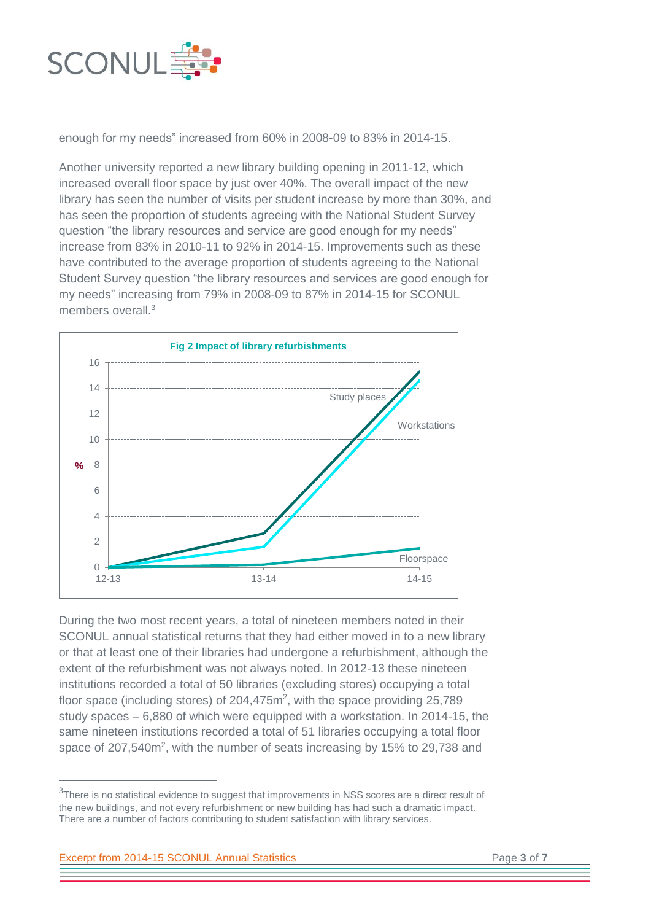enough for my needs" increased from 60% in 2008-09 to 83% in 2014-15.

Another university reported a new library building opening in 2011-12, which increased overall floor space by just over 40%. The overall impact of the new library has seen the number of visits per student increase by more than 30%, and has seen the proportion of students agreeing with the National Student Survey question "the library resources and service are good enough for my needs" increase from 83% in 2010-11 to 92% in 2014-15. Improvements such as these have contributed to the average proportion of students agreeing to the National Student Survey question "the library resources and services are good enough for my needs" increasing from 79% in 2008-09 to 87% in 2014-15 for SCONUL members overall.[3]

**Fig 2 Impact of library refurbishments**

During the two most recent years, a total of nineteen members noted in their SCONUL annual statistical returns that they had either moved in to a new library or that at least one of their libraries had undergone a refurbishment, although the extent of the refurbishment was not always noted. In 2012-13 these nineteen institutions recorded a total of 50 libraries (excluding stores) occupying a total floor space (including stores) of 204,475m$^2$, with the space providing 25,789 study spaces – 6,880 of which were equipped with a workstation. In 2014-15, the same nineteen institutions recorded a total of 51 libraries occupying a total floor space of 207,540m$^2$, with the number of seats increasing by 15% to 29,738 and

---

[3] There is no statistical evidence to suggest that improvements in NSS scores are a direct result of the new buildings, and not every refurbishment or new building has had such a dramatic impact. There are a number of factors contributing to student satisfaction with library services.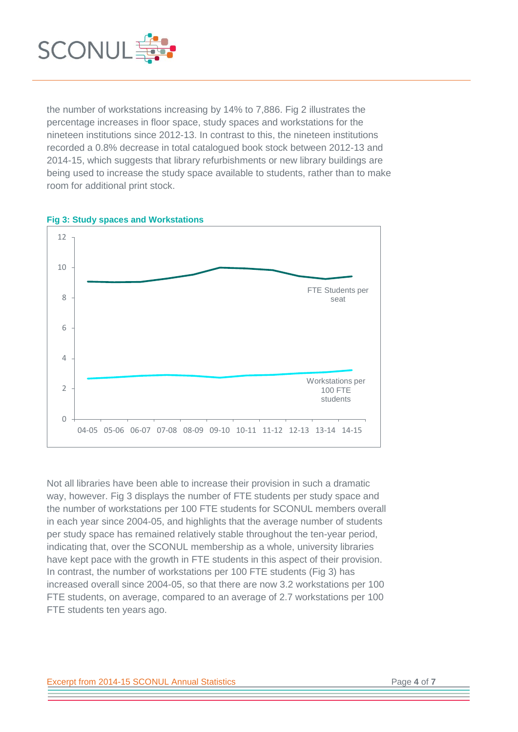the number of workstations increasing by 14% to 7,886. Fig 2 illustrates the percentage increases in floor space, study spaces and workstations for the nineteen institutions since 2012-13. In contrast to this, the nineteen institutions recorded a 0.8% decrease in total catalogued book stock between 2012-13 and 2014-15, which suggests that library refurbishments or new library buildings are being used to increase the study space available to students, rather than to make room for additional print stock.

**Fig 3: Study spaces and Workstations**

Not all libraries have been able to increase their provision in such a dramatic way, however. Fig 3 displays the number of FTE students per study space and the number of workstations per 100 FTE students for SCONUL members overall in each year since 2004-05, and highlights that the average number of students per study space has remained relatively stable throughout the ten-year period, indicating that, over the SCONUL membership as a whole, university libraries have kept pace with the growth in FTE students in this aspect of their provision. In contrast, the number of workstations per 100 FTE students (Fig 3) has increased overall since 2004-05, so that there are now 3.2 workstations per 100 FTE students, on average, compared to an average of 2.7 workstations per 100 FTE students ten years ago.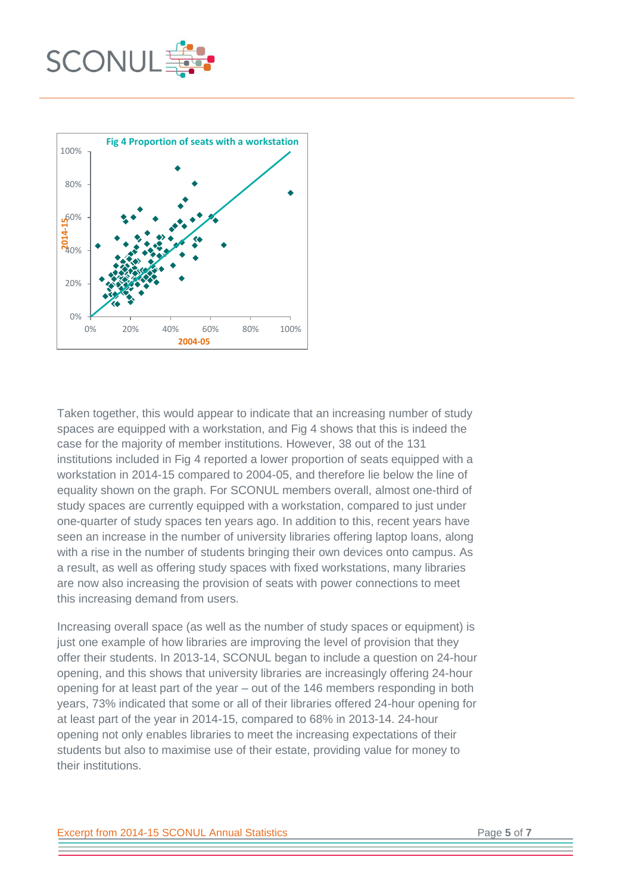**Fig 4 Proportion of seats with a workstation**

Taken together, this would appear to indicate that an increasing number of study spaces are equipped with a workstation, and Fig 4 shows that this is indeed the case for the majority of member institutions. However, 38 out of the 131 institutions included in Fig 4 reported a lower proportion of seats equipped with a workstation in 2014-15 compared to 2004-05, and therefore lie below the line of equality shown on the graph. For SCONUL members overall, almost one-third of study spaces are currently equipped with a workstation, compared to just under one-quarter of study spaces ten years ago. In addition to this, recent years have seen an increase in the number of university libraries offering laptop loans, along with a rise in the number of students bringing their own devices onto campus. As a result, as well as offering study spaces with fixed workstations, many libraries are now also increasing the provision of seats with power connections to meet this increasing demand from users.

Increasing overall space (as well as the number of study spaces or equipment) is just one example of how libraries are improving the level of provision that they offer their students. In 2013-14, SCONUL began to include a question on 24-hour opening, and this shows that university libraries are increasingly offering 24-hour opening for at least part of the year – out of the 146 members responding in both years, 73% indicated that some or all of their libraries offered 24-hour opening for at least part of the year in 2014-15, compared to 68% in 2013-14. 24-hour opening not only enables libraries to meet the increasing expectations of their students but also to maximise use of their estate, providing value for money to their institutions.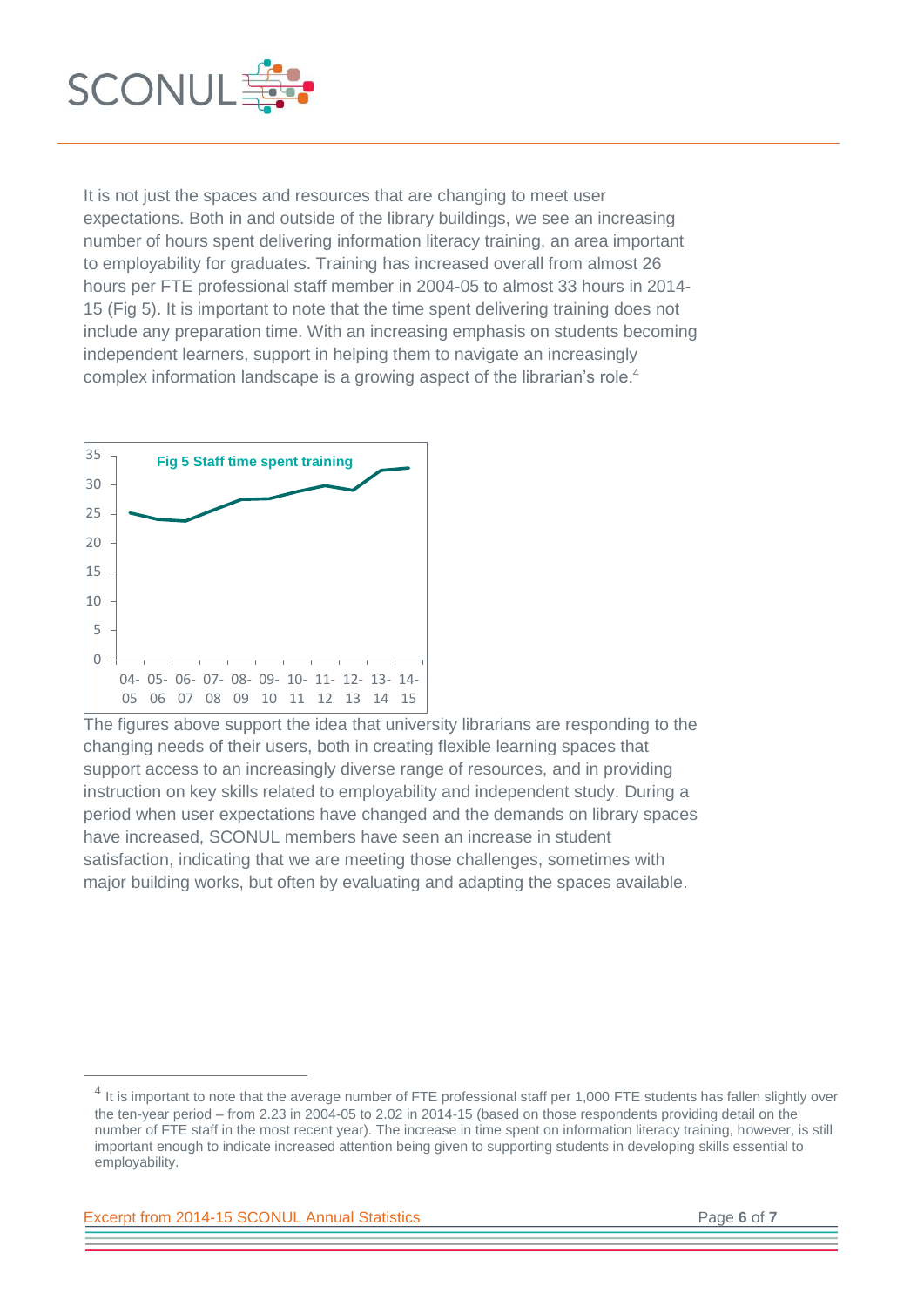It is not just the spaces and resources that are changing to meet user expectations. Both in and outside of the library buildings, we see an increasing number of hours spent delivering information literacy training, an area important to employability for graduates. Training has increased overall from almost 26 hours per FTE professional staff member in 2004-05 to almost 33 hours in 2014-15 (Fig 5). It is important to note that the time spent delivering training does not include any preparation time. With an increasing emphasis on students becoming independent learners, support in helping them to navigate an increasingly complex information landscape is a growing aspect of the librarian's role.[4]

Fig 5 Staff time spent training

The figures above support the idea that university librarians are responding to the changing needs of their users, both in creating flexible learning spaces that support access to an increasingly diverse range of resources, and in providing instruction on key skills related to employability and independent study. During a period when user expectations have changed and the demands on library spaces have increased, SCONUL members have seen an increase in student satisfaction, indicating that we are meeting those challenges, sometimes with major building works, but often by evaluating and adapting the spaces available.

---

[4] It is important to note that the average number of FTE professional staff per 1,000 FTE students has fallen slightly over the ten-year period – from 2.23 in 2004-05 to 2.02 in 2014-15 (based on those respondents providing detail on the number of FTE staff in the most recent year). The increase in time spent on information literacy training, however, is still important enough to indicate increased attention being given to supporting students in developing skills essential to employability.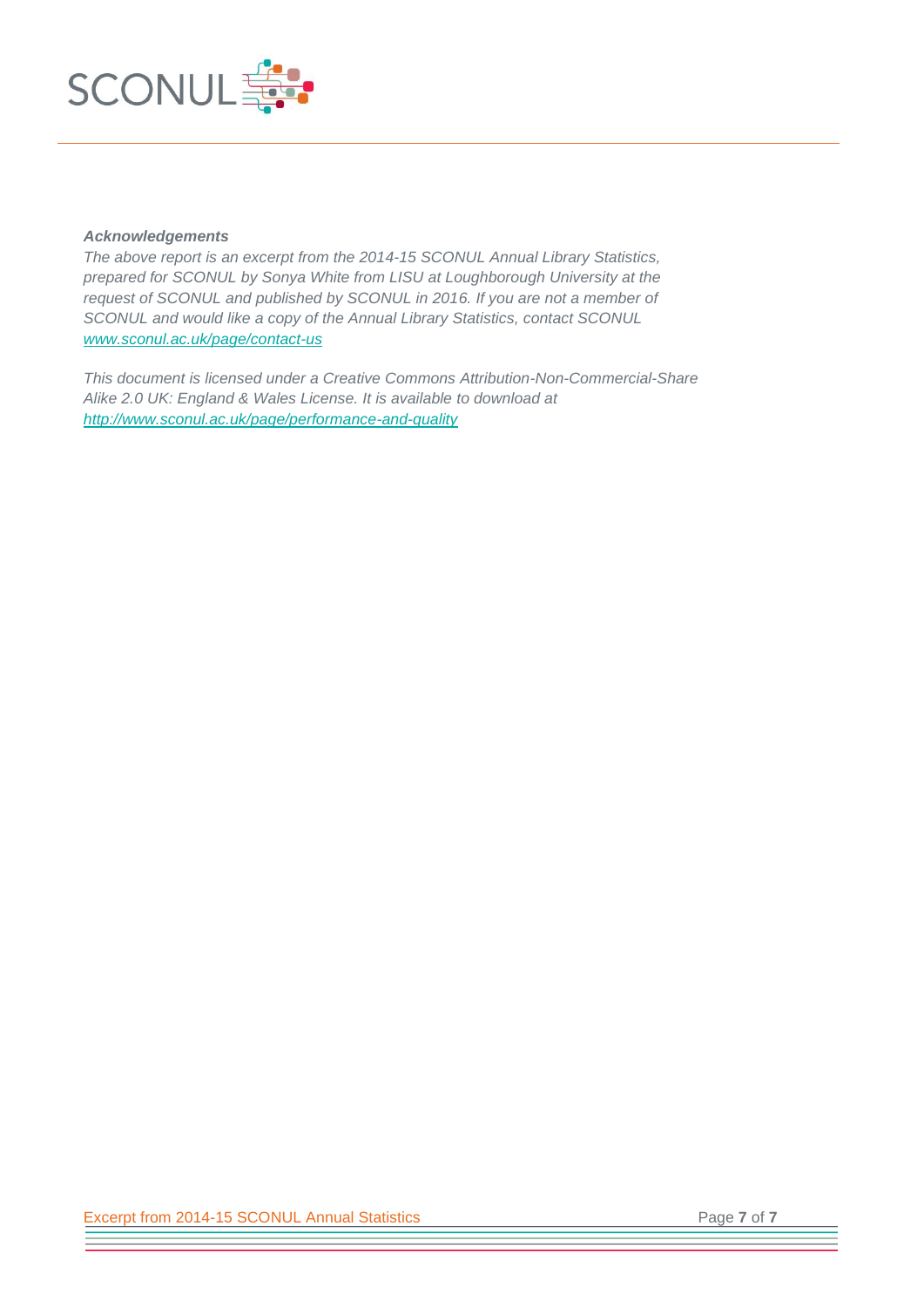***Acknowledgements***

*The above report is an excerpt from the 2014-15 SCONUL Annual Library Statistics, prepared for SCONUL by Sonya White from LISU at Loughborough University at the request of SCONUL and published by SCONUL in 2016. If you are not a member of SCONUL and would like a copy of the Annual Library Statistics, contact SCONUL [www.sconul.ac.uk/page/contact-us](www.sconul.ac.uk/page/contact-us)*

*This document is licensed under a Creative Commons Attribution-Non-Commercial-Share Alike 2.0 UK: England & Wales License. It is available to download at [http://www.sconul.ac.uk/page/performance-and-quality](http://www.sconul.ac.uk/page/performance-and-quality)*